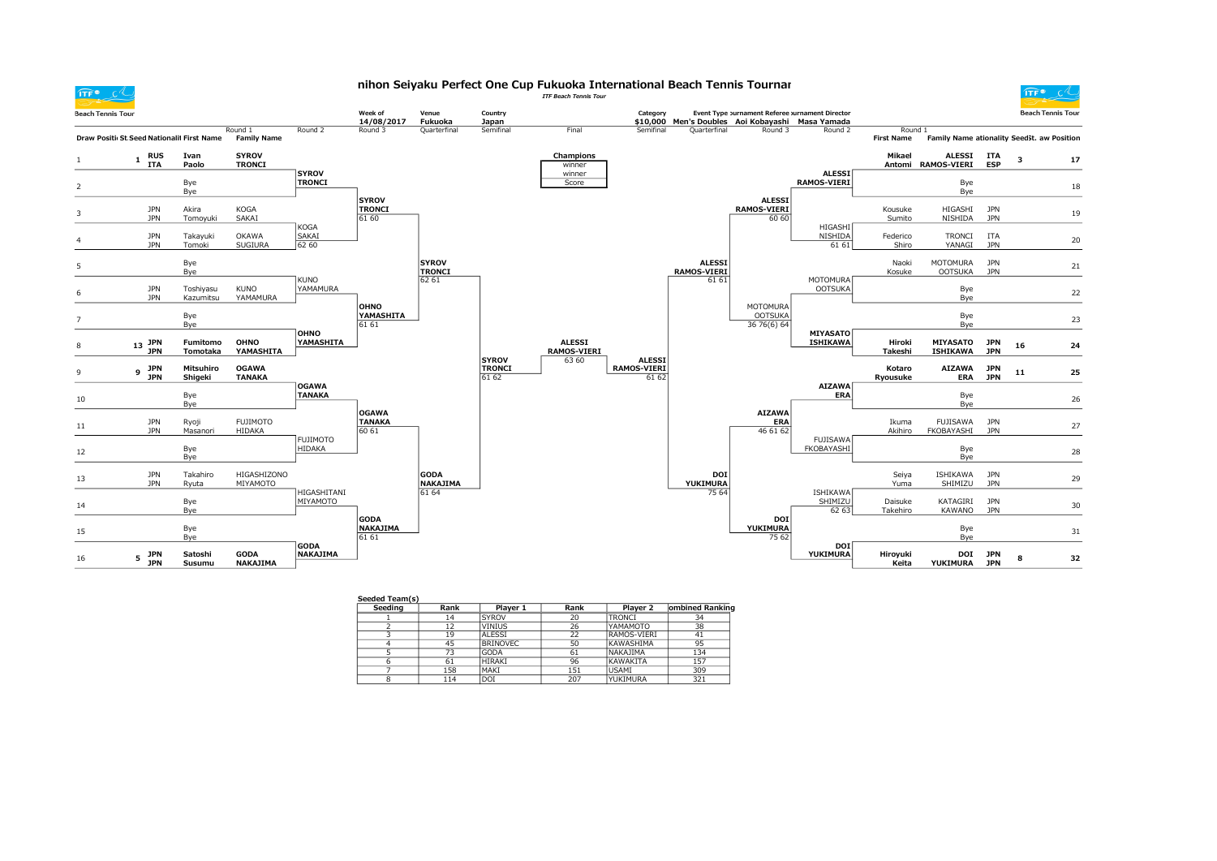# nihon Seiyaku Perfect One Cup Fukuoka International Beach Tennis Tournar

*ITF Beach Tennis Tour*

Beach Tennis Tour

| Week of | Venue | Country | Category | Event Type | Tournament Referee | Tournament Director |
|---|---|---|---|---|---|---|
| 14/08/2017 | Fukuoka | Japan | $10,000 | Men's Doubles | Aoi Kobayashi | Masa Yamada |

## Top half of draw

| Draw Position | St. Seed | Nationality | First Name | Family Name | Round 2 | Round 3 | Quarterfinal | Semifinal |
|---|---|---|---|---|---|---|---|---|
| 1 | 1 | RUS / ITA | Ivan / Paolo | SYROV / TRONCI | SYROV / TRONCI | SYROV / TRONCI 61 60 | SYROV / TRONCI 62 61 | SYROV / TRONCI 61 62 |
| 2 | | | Bye / Bye | | | | | |
| 3 | | JPN / JPN | Akira / Tomoyuki | KOGA / SAKAI | KOGA / SAKAI 62 60 | | | |
| 4 | | JPN / JPN | Takayuki / Tomoki | OKAWA / SUGIURA | | | | |
| 5 | | | Bye / Bye | | KUNO / YAMAMURA | OHNO / YAMASHITA 61 61 | | |
| 6 | | JPN / JPN | Toshiyasu / Kazumitsu | KUNO / YAMAMURA | | | | |
| 7 | | | Bye / Bye | | OHNO / YAMASHITA | | | |
| 8 | 13 | JPN / JPN | Fumitomo / Tomotaka | OHNO / YAMASHITA | | | | |
| 9 | 9 | JPN / JPN | Mitsuhiro / Shigeki | OGAWA / TANAKA | OGAWA / TANAKA | OGAWA / TANAKA 60 61 | GODA / NAKAJIMA 61 64 | |
| 10 | | | Bye / Bye | | | | | |
| 11 | | JPN / JPN | Ryoji / Masanori | FUJIMOTO / HIDAKA | FUJIMOTO / HIDAKA | | | |
| 12 | | | Bye / Bye | | | | | |
| 13 | | JPN / JPN | Takahiro / Ryuta | HIGASHIZONO / MIYAMOTO | HIGASHITANI / MIYAMOTO | GODA / NAKAJIMA 61 61 | | |
| 14 | | | Bye / Bye | | | | | |
| 15 | | | Bye / Bye | | GODA / NAKAJIMA | | | |
| 16 | 5 | JPN / JPN | Satoshi / Susumu | GODA / NAKAJIMA | | | | |

## Final

| Final | Champions |
|---|---|
| ALESSI / RAMOS-VIERI 63 60 | winner / winner / Score |

## Bottom half of draw

| Draw Position | St. Seed | Nationality | First Name | Family Name | Round 2 | Round 3 | Quarterfinal | Semifinal |
|---|---|---|---|---|---|---|---|---|
| 17 | 3 | ITA / ESP | Mikael / Antomi | ALESSI / RAMOS-VIERI | ALESSI / RAMOS-VIERI | ALESSI / RAMOS-VIERI 60 60 | ALESSI / RAMOS-VIERI 61 61 | ALESSI / RAMOS-VIERI 61 62 |
| 18 | | | | Bye / Bye | | | | |
| 19 | | JPN / JPN | Kousuke / Sumito | HIGASHI / NISHIDA | HIGASHI / NISHIDA 61 61 | | | |
| 20 | | ITA / JPN | Federico / Shiro | TRONCI / YANAGI | | | | |
| 21 | | JPN / JPN | Naoki / Kosuke | MOTOMURA / OOTSUKA | MOTOMURA / OOTSUKA | MOTOMURA / OOTSUKA 36 76(6) 64 | | |
| 22 | | | | Bye / Bye | | | | |
| 23 | | | | Bye / Bye | MIYASATO / ISHIKAWA | | | |
| 24 | 16 | JPN / JPN | Hiroki / Takeshi | MIYASATO / ISHIKAWA | | | | |
| 25 | 11 | JPN / JPN | Kotaro / Ryousuke | AIZAWA / ERA | AIZAWA / ERA | AIZAWA / ERA 46 61 62 | DOI / YUKIMURA 75 64 | |
| 26 | | | | Bye / Bye | | | | |
| 27 | | JPN / JPN | Ikuma / Akihiro | FUJISAWA / FKOBAYASHI | FUJISAWA / FKOBAYASHI | | | |
| 28 | | | | Bye / Bye | | | | |
| 29 | | JPN / JPN | Seiya / Yuma | ISHIKAWA / SHIMIZU | ISHIKAWA / SHIMIZU 62 63 | DOI / YUKIMURA 75 62 | | |
| 30 | | JPN / JPN | Daisuke / Takehiro | KATAGIRI / KAWANO | | | | |
| 31 | | | | Bye / Bye | DOI / YUKIMURA | | | |
| 32 | 8 | JPN / JPN | Hiroyuki / Keita | DOI / YUKIMURA | | | | |

## Seeded Team(s)

| Seeding | Rank | Player 1 | Rank | Player 2 | Combined Ranking |
|---|---|---|---|---|---|
| 1 | 14 | SYROV | 20 | TRONCI | 34 |
| 2 | 12 | VINIUS | 26 | YAMAMOTO | 38 |
| 3 | 19 | ALESSI | 22 | RAMOS-VIERI | 41 |
| 4 | 45 | BRINOVEC | 50 | KAWASHIMA | 95 |
| 5 | 73 | GODA | 61 | NAKAJIMA | 134 |
| 6 | 61 | HIRAKI | 96 | KAWAKITA | 157 |
| 7 | 158 | MAKI | 151 | USAMI | 309 |
| 8 | 114 | DOI | 207 | YUKIMURA | 321 |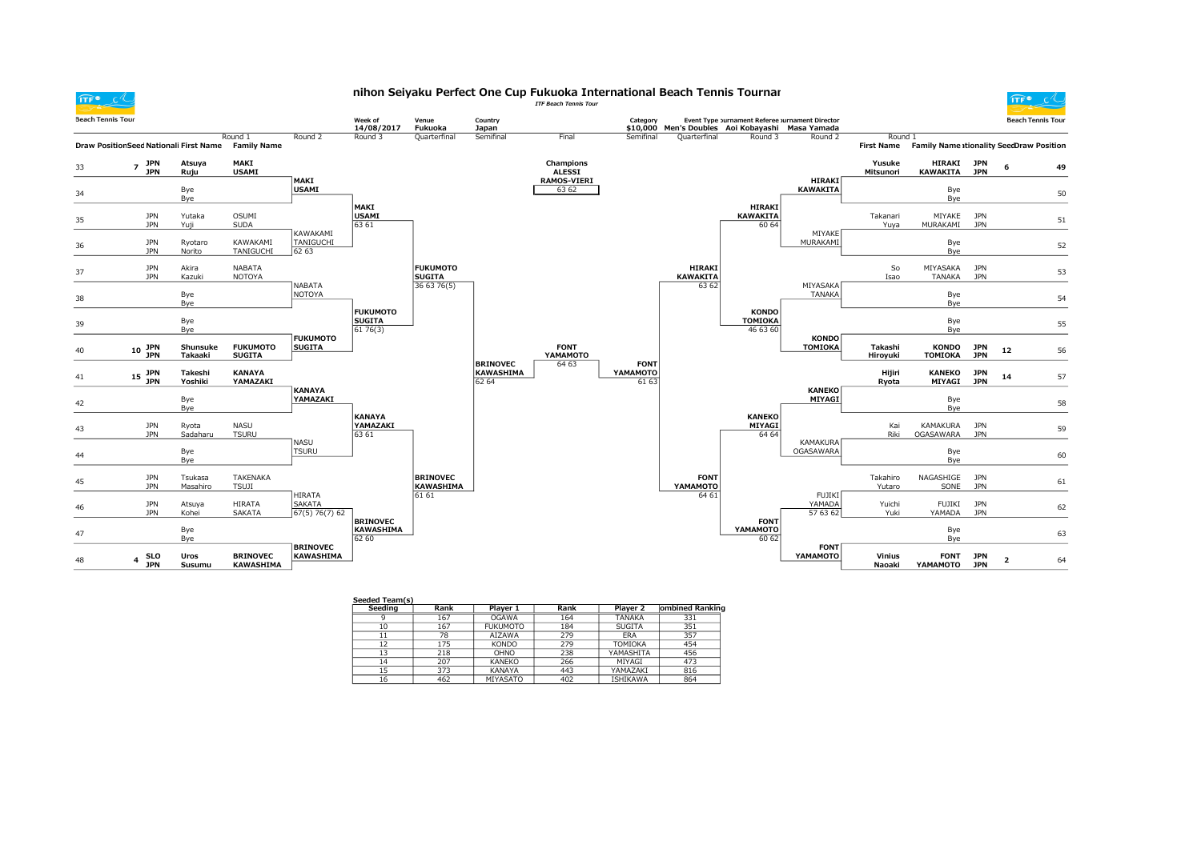# nihon Seiyaku Perfect One Cup Fukuoka International Beach Tennis Tournar

*ITF Beach Tennis Tour*

| Week of | Venue | Country | Category | Event Type | Tournament Referee | Tournament Director |
|---|---|---|---|---|---|---|
| 14/08/2017 | Fukuoka | Japan | $10,000 | Men's Doubles | Aoi Kobayashi | Masa Yamada |

**Champions**
**ALESSI**
**RAMOS-VIERI**
63 62

## Left half of draw

| Draw Position | Seed | Nationality | First Name | Family Name | Round 2 | Round 3 | Quarterfinal | Semifinal |
|---|---|---|---|---|---|---|---|---|
| 33 | 7 | JPN / JPN | Atsuya / Ruju | MAKI / USAMI | MAKI / USAMI | MAKI / USAMI | | |
| 34 | | | Bye / Bye | | | | | |
| 35 | | JPN / JPN | Yutaka / Yuji | OSUMI / SUDA | KAWAKAMI / TANIGUCHI 62 63 | 63 61 | | |
| 36 | | JPN / JPN | Ryotaro / Norito | KAWAKAMI / TANIGUCHI | | | FUKUMOTO / SUGITA 36 63 76(5) | |
| 37 | | JPN / JPN | Akira / Kazuki | NABATA / NOTOYA | NABATA / NOTOYA | | | |
| 38 | | | Bye / Bye | | | FUKUMOTO / SUGITA 61 76(3) | | |
| 39 | | | Bye / Bye | | FUKUMOTO / SUGITA | | | |
| 40 | 10 | JPN / JPN | Shunsuke / Takaaki | FUKUMOTO / SUGITA | | | | BRINOVEC / KAWASHIMA 62 64 |
| 41 | 15 | JPN / JPN | Takeshi / Yoshiki | KANAYA / YAMAZAKI | KANAYA / YAMAZAKI | | | |
| 42 | | | Bye / Bye | | | KANAYA / YAMAZAKI 63 61 | | |
| 43 | | JPN / JPN | Ryota / Sadaharu | NASU / TSURU | NASU / TSURU | | | |
| 44 | | | Bye / Bye | | | | BRINOVEC / KAWASHIMA 61 61 | |
| 45 | | JPN / JPN | Tsukasa / Masahiro | TAKENAKA / TSUJI | HIRATA / SAKATA 67(5) 76(7) 62 | | | |
| 46 | | JPN / JPN | Atsuya / Kohei | HIRATA / SAKATA | | BRINOVEC / KAWASHIMA 62 60 | | |
| 47 | | | Bye / Bye | | BRINOVEC / KAWASHIMA | | | |
| 48 | 4 | SLO / JPN | Uros / Susumu | BRINOVEC / KAWASHIMA | | | | |

**Final:** FONT / YAMAMOTO 64 63

## Right half of draw

| Draw Position | Seed | Nationality | First Name | Family Name | Round 2 | Round 3 | Quarterfinal | Semifinal |
|---|---|---|---|---|---|---|---|---|
| 49 | 6 | JPN / JPN | Yusuke / Mitsunori | HIRAKI / KAWAKITA | HIRAKI / KAWAKITA | HIRAKI / KAWAKITA 60 64 | | |
| 50 | | | Bye / Bye | | | | | |
| 51 | | JPN / JPN | Takanari / Yuya | MIYAKE / MURAKAMI | MIYAKE / MURAKAMI | | | |
| 52 | | | Bye / Bye | | | | HIRAKI / KAWAKITA 63 62 | |
| 53 | | JPN / JPN | So / Isao | MIYASAKA / TANAKA | MIYASAKA / TANAKA | | | |
| 54 | | | Bye / Bye | | | KONDO / TOMIOKA 46 63 60 | | |
| 55 | | | Bye / Bye | | KONDO / TOMIOKA | | | |
| 56 | 12 | JPN / JPN | Takashi / Hiroyuki | KONDO / TOMIOKA | | | | FONT / YAMAMOTO 61 63 |
| 57 | 14 | JPN / JPN | Hijiri / Ryota | KANEKO / MIYAGI | KANEKO / MIYAGI | | | |
| 58 | | | Bye / Bye | | | KANEKO / MIYAGI 64 64 | | |
| 59 | | JPN / JPN | Kai / Riki | KAMAKURA / OGASAWARA | KAMAKURA / OGASAWARA | | | |
| 60 | | | Bye / Bye | | | | FONT / YAMAMOTO 64 61 | |
| 61 | | JPN / JPN | Takahiro / Yutaro | NAGASHIGE / SONE | FUJIKI / YAMADA 57 63 62 | | | |
| 62 | | JPN / JPN | Yuichi / Yuki | FUJIKI / YAMADA | | FONT / YAMAMOTO 60 62 | | |
| 63 | | | Bye / Bye | | FONT / YAMAMOTO | | | |
| 64 | 2 | JPN / JPN | Vinius / Naoaki | FONT / YAMAMOTO | | | | |

## Seeded Team(s)

| Seeding | Rank | Player 1 | Rank | Player 2 | Combined Ranking |
|---|---|---|---|---|---|
| 9 | 167 | OGAWA | 164 | TANAKA | 331 |
| 10 | 167 | FUKUMOTO | 184 | SUGITA | 351 |
| 11 | 78 | AIZAWA | 279 | ERA | 357 |
| 12 | 175 | KONDO | 279 | TOMIOKA | 454 |
| 13 | 218 | OHNO | 238 | YAMASHITA | 456 |
| 14 | 207 | KANEKO | 266 | MIYAGI | 473 |
| 15 | 373 | KANAYA | 443 | YAMAZAKI | 816 |
| 16 | 462 | MIYASATO | 402 | ISHIKAWA | 864 |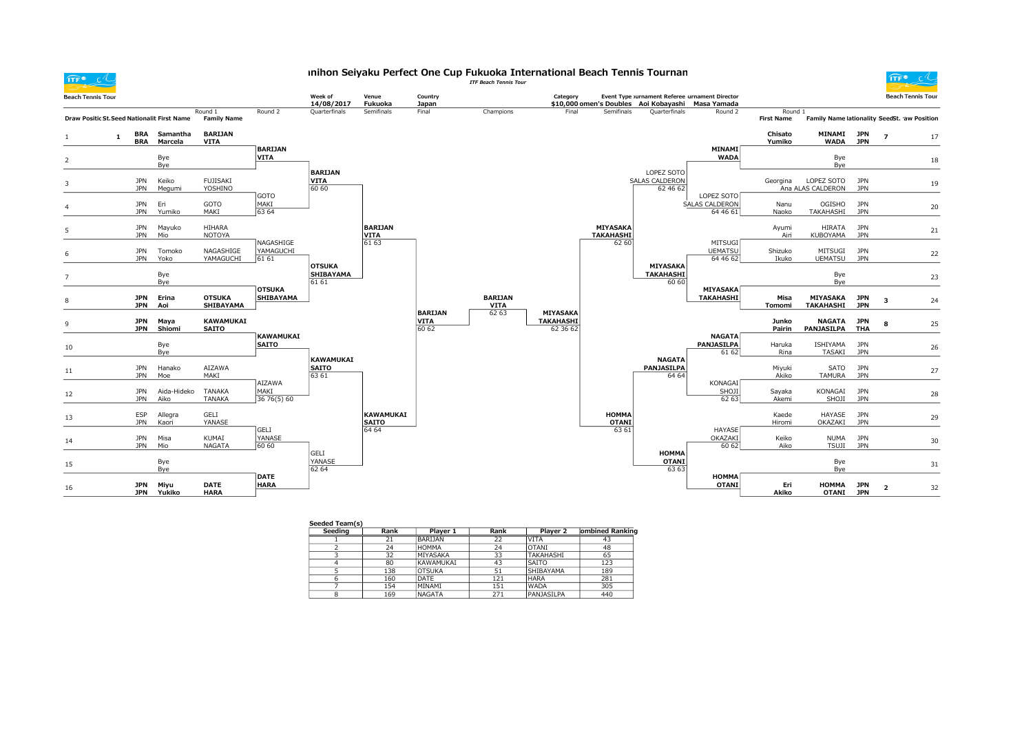# ınihon Seiyaku Perfect One Cup Fukuoka International Beach Tennis Tournan

*ITF Beach Tennis Tour*

Beach Tennis Tour

| Week of | Venue | Country | Category | Event Type | ırnament Referee | ırnament Director |
|---|---|---|---|---|---|---|
| 14/08/2017 | Fukuoka | Japan | $10,000 | omen's Doubles | Aoi Kobayashi | Masa Yamada |

## Top Half

| Draw Position | St. | Seed | Nationality | First Name | Family Name | Round 2 | Quarterfinals | Semifinals | Final |
|---|---|---|---|---|---|---|---|---|---|
| 1 | | 1 | BRA / BRA | Samantha / Marcela | BARIJAN / VITA | BARIJAN / VITA | BARIJAN / VITA 60 60 | BARIJAN / VITA 61 63 | BARIJAN / VITA 60 62 |
| 2 | | | | Bye / Bye | | | | | |
| 3 | | | JPN / JPN | Keiko / Megumi | FUJISAKI / YOSHINO | GOTO / MAKI 63 64 | | | |
| 4 | | | JPN / JPN | Eri / Yumiko | GOTO / MAKI | | | | |
| 5 | | | JPN / JPN | Mayuko / Mio | HIHARA / NOTOYA | NAGASHIGE / YAMAGUCHI 61 61 | OTSUKA / SHIBAYAMA 61 61 | | |
| 6 | | | JPN / JPN | Tomoko / Yoko | NAGASHIGE / YAMAGUCHI | | | | |
| 7 | | | | Bye / Bye | | OTSUKA / SHIBAYAMA | | | |
| 8 | | | JPN / JPN | Erina / Aoi | OTSUKA / SHIBAYAMA | | | | |
| 9 | | | JPN / JPN | Maya / Shiomi | KAWAMUKAI / SAITO | KAWAMUKAI / SAITO | KAWAMUKAI / SAITO 63 61 | KAWAMUKAI / SAITO 64 64 | |
| 10 | | | | Bye / Bye | | | | | |
| 11 | | | JPN / JPN | Hanako / Moe | AIZAWA / MAKI | AIZAWA / MAKI 36 76(5) 60 | | | |
| 12 | | | JPN / JPN | Aida-Hideko / Aiko | TANAKA / TANAKA | | | | |
| 13 | | | ESP / JPN | Allegra / Kaori | GELI / YANASE | GELI / YANASE 60 60 | GELI / YANASE 62 64 | | |
| 14 | | | JPN / JPN | Misa / Mio | KUMAI / NAGATA | | | | |
| 15 | | | | Bye / Bye | | DATE / HARA | | | |
| 16 | | | JPN / JPN | Miyu / Yukiko | DATE / HARA | | | | |

## Champions

BARIJAN / VITA 62 63

## Bottom Half

| Final | Semifinals | Quarterfinals | Round 2 | First Name | Family Name | Nationality | Seed | St. | Draw Position |
|---|---|---|---|---|---|---|---|---|---|
| MIYASAKA / TAKAHASHI 62 36 62 | MIYASAKA / TAKAHASHI 62 60 | LOPEZ SOTO / SALAS CALDERON 62 46 62 | MINAMI / WADA | Chisato / Yumiko | MINAMI / WADA | JPN / JPN | 7 | | 17 |
| | | | | | Bye / Bye | | | | 18 |
| | | | LOPEZ SOTO / SALAS CALDERON 64 46 61 | Georgina / Ana | LOPEZ SOTO / ALAS CALDERON | JPN / JPN | | | 19 |
| | | | | Nanu / Naoko | OGISHO / TAKAHASHI | JPN / JPN | | | 20 |
| | | MIYASAKA / TAKAHASHI 60 60 | MITSUGI / UEMATSU 64 46 62 | Ayumi / Airi | HIRATA / KUBOYAMA | JPN / JPN | | | 21 |
| | | | | Shizuko / Ikuko | MITSUGI / UEMATSU | JPN / JPN | | | 22 |
| | | | MIYASAKA / TAKAHASHI | | Bye / Bye | | | | 23 |
| | | | | Misa / Tomomi | MIYASAKA / TAKAHASHI | JPN / JPN | 3 | | 24 |
| | HOMMA / OTANI 63 61 | NAGATA / PANJASILPA 64 64 | NAGATA / PANJASILPA 61 62 | Junko / Pairin | NAGATA / PANJASILPA | JPN / THA | 8 | | 25 |
| | | | | Haruka / Rina | ISHIYAMA / TASAKI | JPN / JPN | | | 26 |
| | | | KONAGAI / SHOJI 62 63 | Miyuki / Akiko | SATO / TAMURA | JPN / JPN | | | 27 |
| | | | | Sayaka / Akemi | KONAGAI / SHOJI | JPN / JPN | | | 28 |
| | | HOMMA / OTANI 63 63 | HAYASE / OKAZAKI 60 62 | Kaede / Hiromi | HAYASE / OKAZAKI | JPN / JPN | | | 29 |
| | | | | Keiko / Aiko | NUMA / TSUJI | JPN / JPN | | | 30 |
| | | | HOMMA / OTANI | | Bye / Bye | | | | 31 |
| | | | | Eri / Akiko | HOMMA / OTANI | JPN / JPN | 2 | | 32 |

## Seeded Team(s)

| Seeding | Rank | Player 1 | Rank | Player 2 | ombined Ranking |
|---|---|---|---|---|---|
| 1 | 21 | BARIJAN | 22 | VITA | 43 |
| 2 | 24 | HOMMA | 24 | OTANI | 48 |
| 3 | 32 | MIYASAKA | 33 | TAKAHASHI | 65 |
| 4 | 80 | KAWAMUKAI | 43 | SAITO | 123 |
| 5 | 138 | OTSUKA | 51 | SHIBAYAMA | 189 |
| 6 | 160 | DATE | 121 | HARA | 281 |
| 7 | 154 | MINAMI | 151 | WADA | 305 |
| 8 | 169 | NAGATA | 271 | PANJASILPA | 440 |